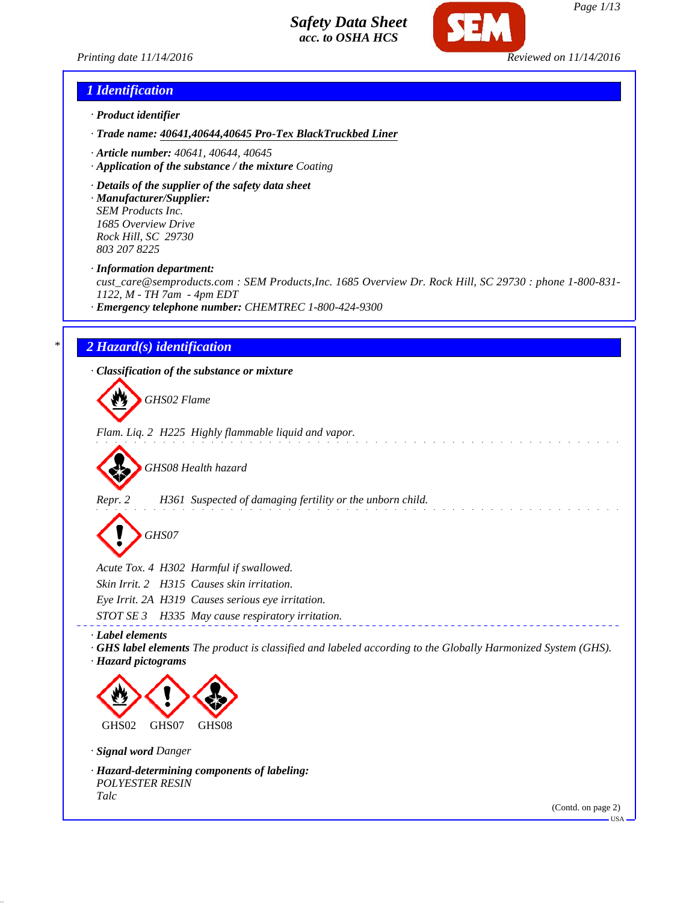# Safety Data Sheet
**acc. to OSHA HCS**

Printing date 11/14/2016 Reviewed on 11/14/2016

## 1 Identification

· **Product identifier**

· **Trade name: 40641,40644,40645 Pro-Tex BlackTruckbed Liner**

· **Article number:** 40641, 40644, 40645

· **Application of the substance / the mixture** Coating

· **Details of the supplier of the safety data sheet**

· **Manufacturer/Supplier:**
SEM Products Inc.
1685 Overview Drive
Rock Hill, SC 29730
803 207 8225

· **Information department:**
cust_care@semproducts.com : SEM Products,Inc. 1685 Overview Dr. Rock Hill, SC 29730 : phone 1-800-831-1122, M - TH 7am - 4pm EDT

· **Emergency telephone number:** CHEMTREC 1-800-424-9300

## * 2 Hazard(s) identification

· **Classification of the substance or mixture**

GHS02 Flame

Flam. Liq. 2 H225 Highly flammable liquid and vapor.

GHS08 Health hazard

Repr. 2 H361 Suspected of damaging fertility or the unborn child.

GHS07

Acute Tox. 4 H302 Harmful if swallowed.
Skin Irrit. 2 H315 Causes skin irritation.
Eye Irrit. 2A H319 Causes serious eye irritation.
STOT SE 3 H335 May cause respiratory irritation.

· **Label elements**

· **GHS label elements** The product is classified and labeled according to the Globally Harmonized System (GHS).

· **Hazard pictograms**

GHS02 GHS07 GHS08

· **Signal word** Danger

· **Hazard-determining components of labeling:**
POLYESTER RESIN
Talc

(Contd. on page 2)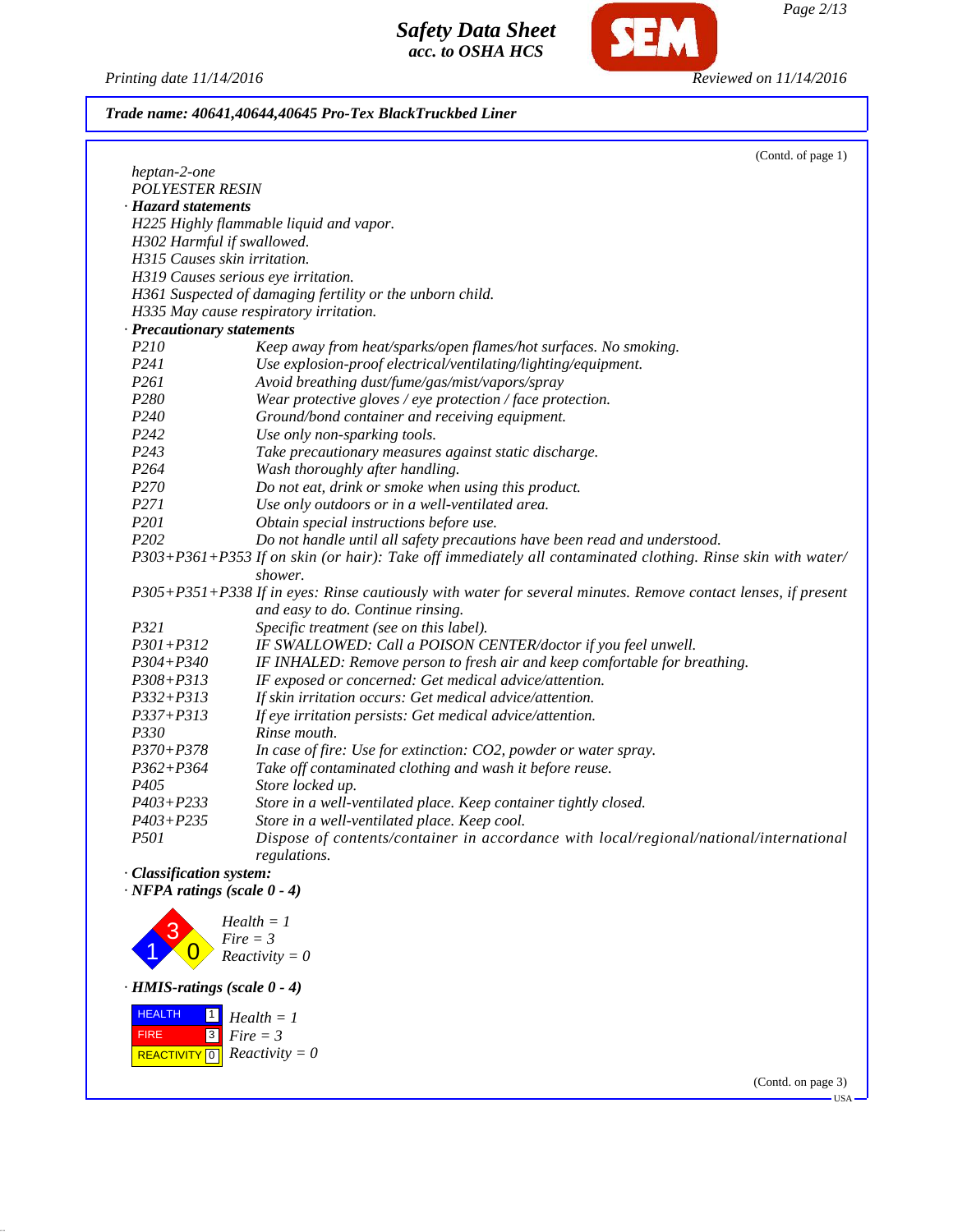## Trade name: 40641,40644,40645 Pro-Tex BlackTruckbed Liner

(Contd. of page 1)

heptan-2-one
POLYESTER RESIN

**· Hazard statements**

H225 Highly flammable liquid and vapor.
H302 Harmful if swallowed.
H315 Causes skin irritation.
H319 Causes serious eye irritation.
H361 Suspected of damaging fertility or the unborn child.
H335 May cause respiratory irritation.

**· Precautionary statements**

| | |
|---|---|
| P210 | Keep away from heat/sparks/open flames/hot surfaces. No smoking. |
| P241 | Use explosion-proof electrical/ventilating/lighting/equipment. |
| P261 | Avoid breathing dust/fume/gas/mist/vapors/spray |
| P280 | Wear protective gloves / eye protection / face protection. |
| P240 | Ground/bond container and receiving equipment. |
| P242 | Use only non-sparking tools. |
| P243 | Take precautionary measures against static discharge. |
| P264 | Wash thoroughly after handling. |
| P270 | Do not eat, drink or smoke when using this product. |
| P271 | Use only outdoors or in a well-ventilated area. |
| P201 | Obtain special instructions before use. |
| P202 | Do not handle until all safety precautions have been read and understood. |
| P303+P361+P353 | If on skin (or hair): Take off immediately all contaminated clothing. Rinse skin with water/shower. |
| P305+P351+P338 | If in eyes: Rinse cautiously with water for several minutes. Remove contact lenses, if present and easy to do. Continue rinsing. |
| P321 | Specific treatment (see on this label). |
| P301+P312 | IF SWALLOWED: Call a POISON CENTER/doctor if you feel unwell. |
| P304+P340 | IF INHALED: Remove person to fresh air and keep comfortable for breathing. |
| P308+P313 | IF exposed or concerned: Get medical advice/attention. |
| P332+P313 | If skin irritation occurs: Get medical advice/attention. |
| P337+P313 | If eye irritation persists: Get medical advice/attention. |
| P330 | Rinse mouth. |
| P370+P378 | In case of fire: Use for extinction: CO2, powder or water spray. |
| P362+P364 | Take off contaminated clothing and wash it before reuse. |
| P405 | Store locked up. |
| P403+P233 | Store in a well-ventilated place. Keep container tightly closed. |
| P403+P235 | Store in a well-ventilated place. Keep cool. |
| P501 | Dispose of contents/container in accordance with local/regional/national/international regulations. |

**· Classification system:**

**· NFPA ratings (scale 0 - 4)**

Health = 1
Fire = 3
Reactivity = 0

**· HMIS-ratings (scale 0 - 4)**

| | | |
|---|---|---|
| HEALTH | 1 | Health = 1 |
| FIRE | 3 | Fire = 3 |
| REACTIVITY | 0 | Reactivity = 0 |

(Contd. on page 3)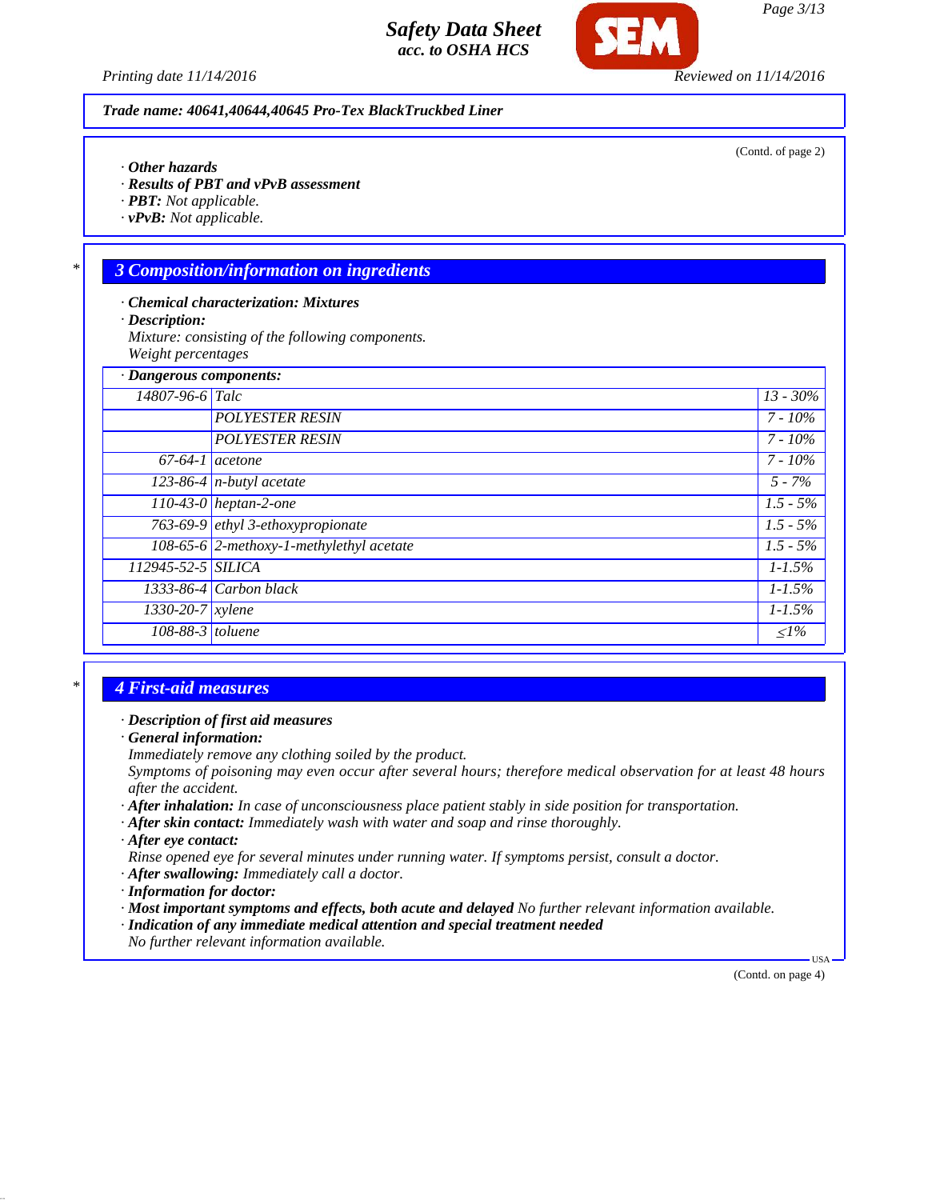Trade name: 40641,40644,40645 Pro-Tex BlackTruckbed Liner

(Contd. of page 2)

· **Other hazards**
· **Results of PBT and vPvB assessment**
· **PBT:** Not applicable.
· **vPvB:** Not applicable.

## 3 Composition/information on ingredients

· **Chemical characterization: Mixtures**
· **Description:**
Mixture: consisting of the following components.
Weight percentages

· **Dangerous components:**

| CAS | Component | % |
|---|---|---|
| 14807-96-6 | Talc | 13 - 30% |
| | POLYESTER RESIN | 7 - 10% |
| | POLYESTER RESIN | 7 - 10% |
| 67-64-1 | acetone | 7 - 10% |
| 123-86-4 | n-butyl acetate | 5 - 7% |
| 110-43-0 | heptan-2-one | 1.5 - 5% |
| 763-69-9 | ethyl 3-ethoxypropionate | 1.5 - 5% |
| 108-65-6 | 2-methoxy-1-methylethyl acetate | 1.5 - 5% |
| 112945-52-5 | SILICA | 1-1.5% |
| 1333-86-4 | Carbon black | 1-1.5% |
| 1330-20-7 | xylene | 1-1.5% |
| 108-88-3 | toluene | ≤1% |

## 4 First-aid measures

· **Description of first aid measures**
· **General information:**
Immediately remove any clothing soiled by the product.
Symptoms of poisoning may even occur after several hours; therefore medical observation for at least 48 hours after the accident.
· **After inhalation:** In case of unconsciousness place patient stably in side position for transportation.
· **After skin contact:** Immediately wash with water and soap and rinse thoroughly.
· **After eye contact:**
Rinse opened eye for several minutes under running water. If symptoms persist, consult a doctor.
· **After swallowing:** Immediately call a doctor.
· **Information for doctor:**
· **Most important symptoms and effects, both acute and delayed** No further relevant information available.
· **Indication of any immediate medical attention and special treatment needed**
No further relevant information available.

(Contd. on page 4)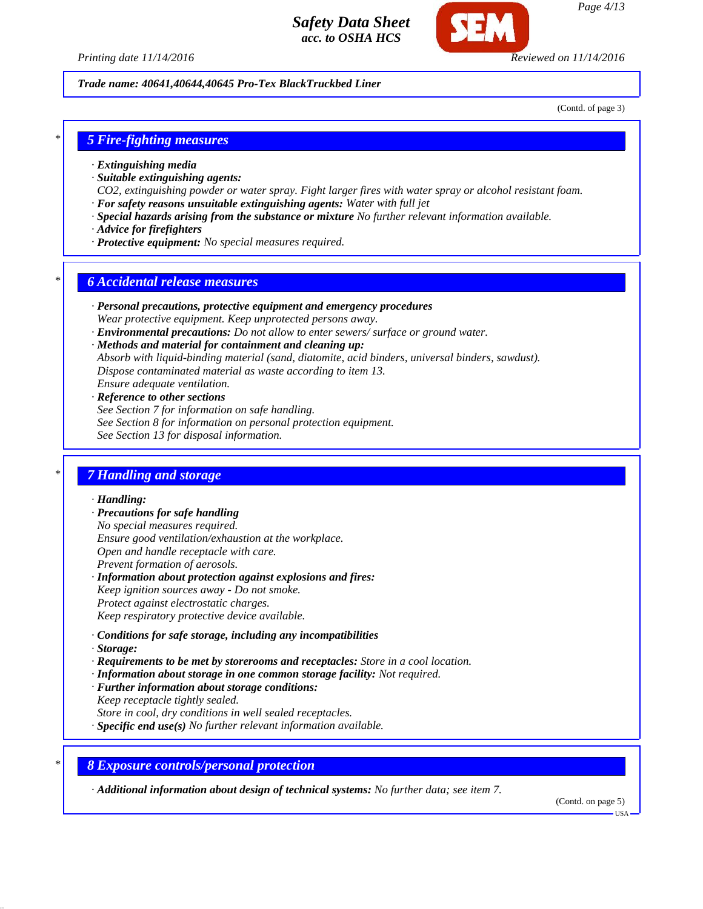Trade name: 40641,40644,40645 Pro-Tex BlackTruckbed Liner

(Contd. of page 3)

## 5 Fire-fighting measures

- · **Extinguishing media**
- · **Suitable extinguishing agents:**
  CO2, extinguishing powder or water spray. Fight larger fires with water spray or alcohol resistant foam.
- · **For safety reasons unsuitable extinguishing agents:** Water with full jet
- · **Special hazards arising from the substance or mixture** No further relevant information available.
- · **Advice for firefighters**
- · **Protective equipment:** No special measures required.

## 6 Accidental release measures

- · **Personal precautions, protective equipment and emergency procedures**
  Wear protective equipment. Keep unprotected persons away.
- · **Environmental precautions:** Do not allow to enter sewers/ surface or ground water.
- · **Methods and material for containment and cleaning up:**
  Absorb with liquid-binding material (sand, diatomite, acid binders, universal binders, sawdust).
  Dispose contaminated material as waste according to item 13.
  Ensure adequate ventilation.
- · **Reference to other sections**
  See Section 7 for information on safe handling.
  See Section 8 for information on personal protection equipment.
  See Section 13 for disposal information.

## 7 Handling and storage

- · **Handling:**
- · **Precautions for safe handling**
  No special measures required.
  Ensure good ventilation/exhaustion at the workplace.
  Open and handle receptacle with care.
  Prevent formation of aerosols.
- · **Information about protection against explosions and fires:**
  Keep ignition sources away - Do not smoke.
  Protect against electrostatic charges.
  Keep respiratory protective device available.
- · **Conditions for safe storage, including any incompatibilities**
- · **Storage:**
- · **Requirements to be met by storerooms and receptacles:** Store in a cool location.
- · **Information about storage in one common storage facility:** Not required.
- · **Further information about storage conditions:**
  Keep receptacle tightly sealed.
  Store in cool, dry conditions in well sealed receptacles.
- · **Specific end use(s)** No further relevant information available.

## 8 Exposure controls/personal protection

- · **Additional information about design of technical systems:** No further data; see item 7.

(Contd. on page 5)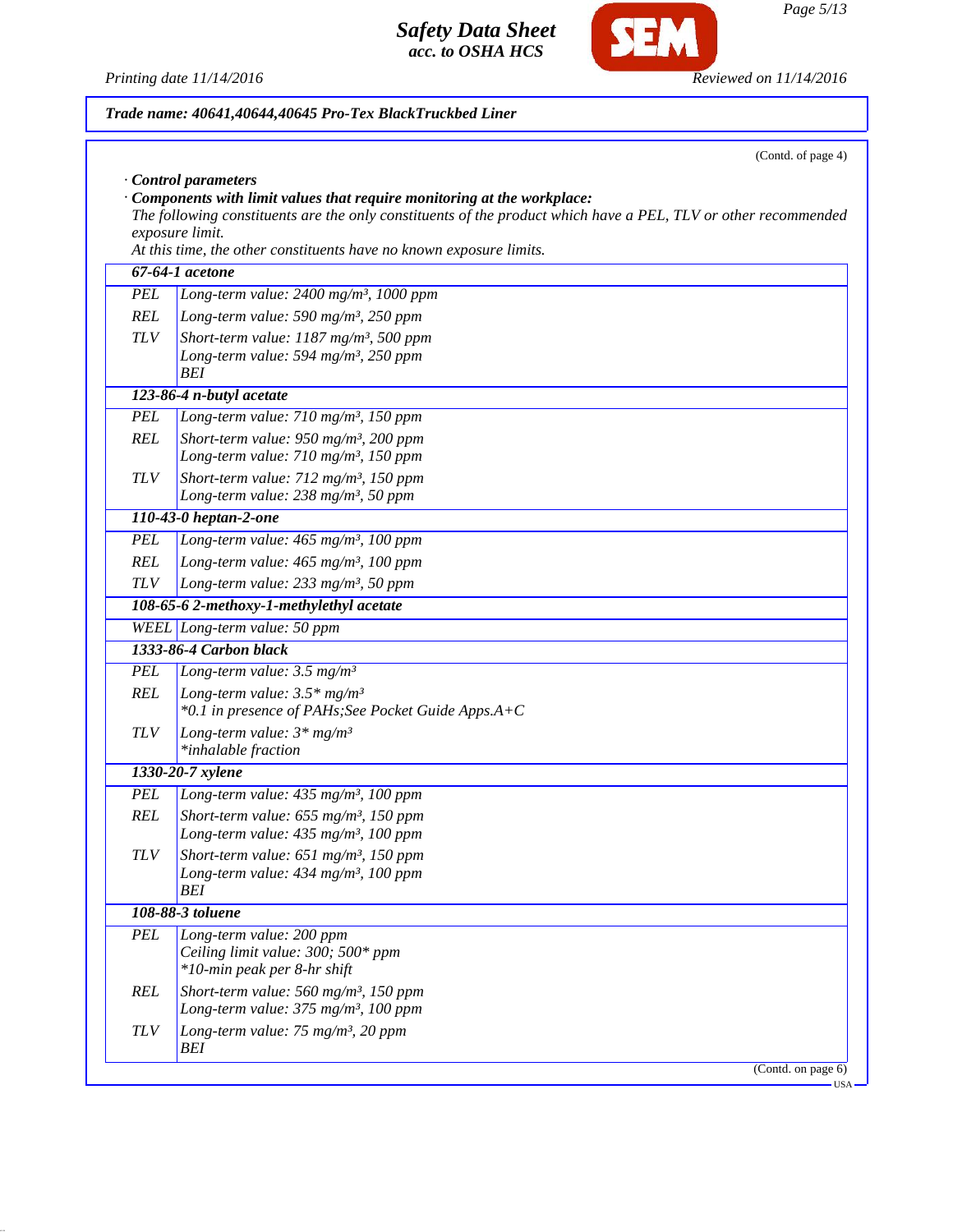**Trade name: 40641,40644,40645 Pro-Tex BlackTruckbed Liner**

(Contd. of page 4)

· **Control parameters**

· **Components with limit values that require monitoring at the workplace:**

The following constituents are the only constituents of the product which have a PEL, TLV or other recommended exposure limit.

At this time, the other constituents have no known exposure limits.

| | |
|---|---|
| **67-64-1 acetone** | |
| PEL | Long-term value: 2400 mg/m³, 1000 ppm |
| REL | Long-term value: 590 mg/m³, 250 ppm |
| TLV | Short-term value: 1187 mg/m³, 500 ppm<br>Long-term value: 594 mg/m³, 250 ppm<br>BEI |
| **123-86-4 n-butyl acetate** | |
| PEL | Long-term value: 710 mg/m³, 150 ppm |
| REL | Short-term value: 950 mg/m³, 200 ppm<br>Long-term value: 710 mg/m³, 150 ppm |
| TLV | Short-term value: 712 mg/m³, 150 ppm<br>Long-term value: 238 mg/m³, 50 ppm |
| **110-43-0 heptan-2-one** | |
| PEL | Long-term value: 465 mg/m³, 100 ppm |
| REL | Long-term value: 465 mg/m³, 100 ppm |
| TLV | Long-term value: 233 mg/m³, 50 ppm |
| **108-65-6 2-methoxy-1-methylethyl acetate** | |
| WEEL | Long-term value: 50 ppm |
| **1333-86-4 Carbon black** | |
| PEL | Long-term value: 3.5 mg/m³ |
| REL | Long-term value: 3.5* mg/m³<br>*0.1 in presence of PAHs;See Pocket Guide Apps.A+C |
| TLV | Long-term value: 3* mg/m³<br>*inhalable fraction |
| **1330-20-7 xylene** | |
| PEL | Long-term value: 435 mg/m³, 100 ppm |
| REL | Short-term value: 655 mg/m³, 150 ppm<br>Long-term value: 435 mg/m³, 100 ppm |
| TLV | Short-term value: 651 mg/m³, 150 ppm<br>Long-term value: 434 mg/m³, 100 ppm<br>BEI |
| **108-88-3 toluene** | |
| PEL | Long-term value: 200 ppm<br>Ceiling limit value: 300; 500* ppm<br>*10-min peak per 8-hr shift |
| REL | Short-term value: 560 mg/m³, 150 ppm<br>Long-term value: 375 mg/m³, 100 ppm |
| TLV | Long-term value: 75 mg/m³, 20 ppm<br>BEI |

(Contd. on page 6)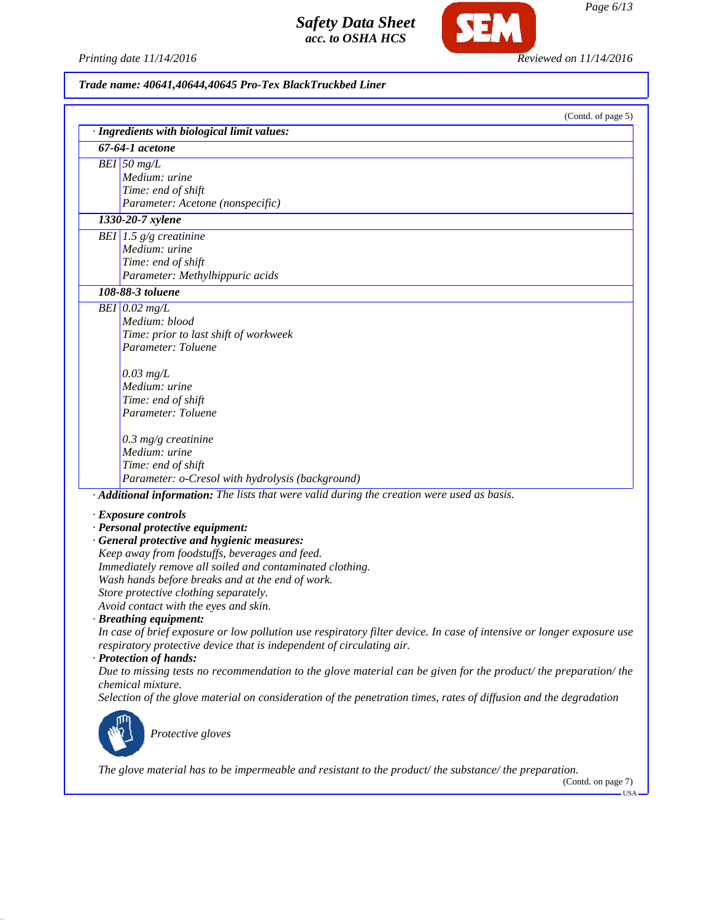**Trade name: 40641,40644,40645 Pro-Tex BlackTruckbed Liner**

(Contd. of page 5)

**· Ingredients with biological limit values:**

| **67-64-1 acetone** | |
|---|---|
| BEI | 50 mg/L<br>Medium: urine<br>Time: end of shift<br>Parameter: Acetone (nonspecific) |
| **1330-20-7 xylene** | |
| BEI | 1.5 g/g creatinine<br>Medium: urine<br>Time: end of shift<br>Parameter: Methylhippuric acids |
| **108-88-3 toluene** | |
| BEI | 0.02 mg/L<br>Medium: blood<br>Time: prior to last shift of workweek<br>Parameter: Toluene<br><br>0.03 mg/L<br>Medium: urine<br>Time: end of shift<br>Parameter: Toluene<br><br>0.3 mg/g creatinine<br>Medium: urine<br>Time: end of shift<br>Parameter: o-Cresol with hydrolysis (background) |

· **Additional information:** The lists that were valid during the creation were used as basis.

· **Exposure controls**
· **Personal protective equipment:**
· **General protective and hygienic measures:**
Keep away from foodstuffs, beverages and feed.
Immediately remove all soiled and contaminated clothing.
Wash hands before breaks and at the end of work.
Store protective clothing separately.
Avoid contact with the eyes and skin.
· **Breathing equipment:**
In case of brief exposure or low pollution use respiratory filter device. In case of intensive or longer exposure use respiratory protective device that is independent of circulating air.
· **Protection of hands:**
Due to missing tests no recommendation to the glove material can be given for the product/ the preparation/ the chemical mixture.
Selection of the glove material on consideration of the penetration times, rates of diffusion and the degradation

Protective gloves

The glove material has to be impermeable and resistant to the product/ the substance/ the preparation.

(Contd. on page 7)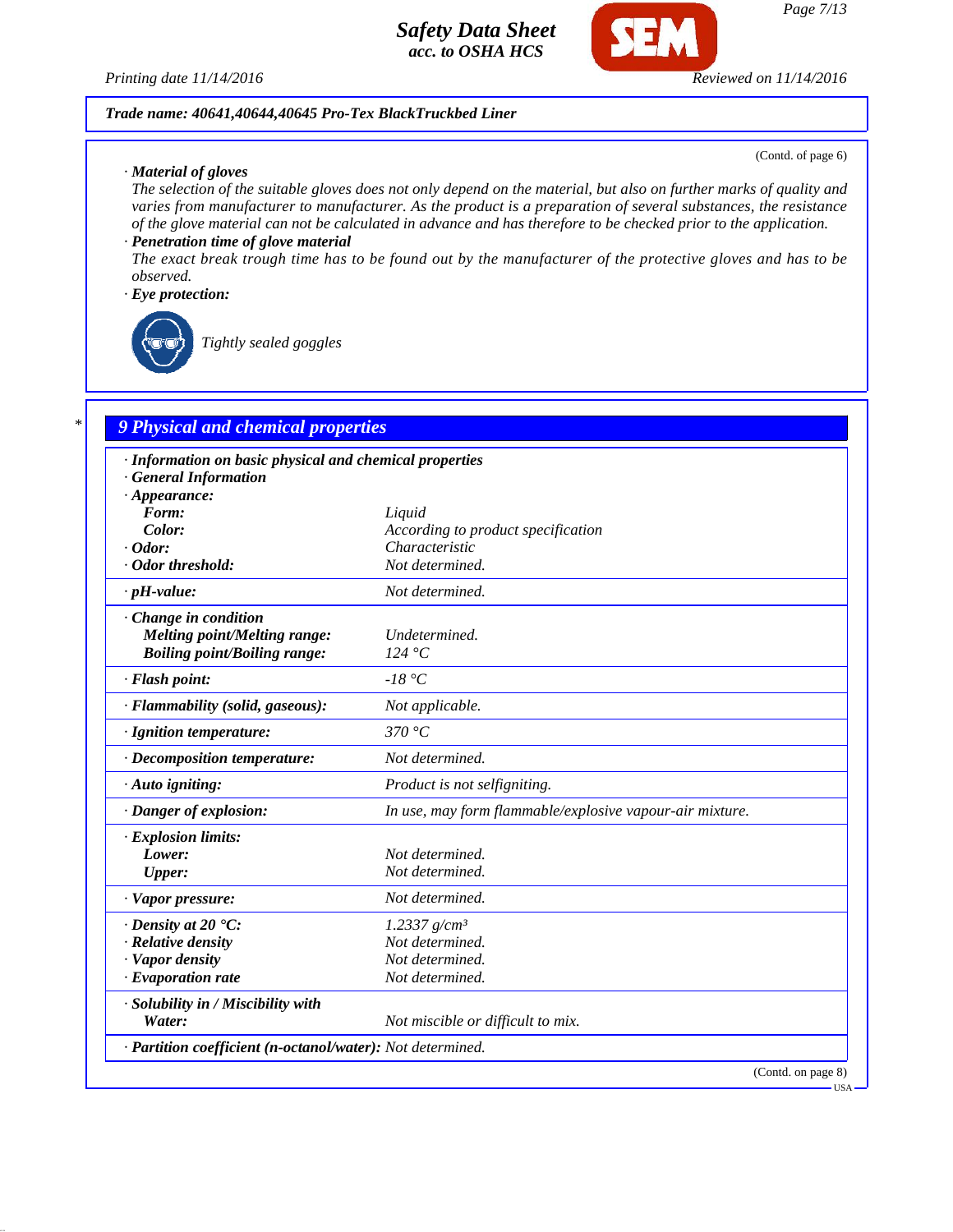**Trade name: 40641,40644,40645 Pro-Tex BlackTruckbed Liner**

(Contd. of page 6)

· **Material of gloves**
The selection of the suitable gloves does not only depend on the material, but also on further marks of quality and varies from manufacturer to manufacturer. As the product is a preparation of several substances, the resistance of the glove material can not be calculated in advance and has therefore to be checked prior to the application.

· **Penetration time of glove material**
The exact break trough time has to be found out by the manufacturer of the protective gloves and has to be observed.

· **Eye protection:**

Tightly sealed goggles

## 9 Physical and chemical properties

· **Information on basic physical and chemical properties**
· **General Information**

| Property | Value |
|---|---|
| · **Appearance:** | |
| **Form:** | Liquid |
| **Color:** | According to product specification |
| · **Odor:** | Characteristic |
| · **Odor threshold:** | Not determined. |
| · **pH-value:** | Not determined. |
| · **Change in condition** | |
| **Melting point/Melting range:** | Undetermined. |
| **Boiling point/Boiling range:** | 124 °C |
| · **Flash point:** | -18 °C |
| · **Flammability (solid, gaseous):** | Not applicable. |
| · **Ignition temperature:** | 370 °C |
| · **Decomposition temperature:** | Not determined. |
| · **Auto igniting:** | Product is not selfigniting. |
| · **Danger of explosion:** | In use, may form flammable/explosive vapour-air mixture. |
| · **Explosion limits:** | |
| **Lower:** | Not determined. |
| **Upper:** | Not determined. |
| · **Vapor pressure:** | Not determined. |
| · **Density at 20 °C:** | 1.2337 g/cm³ |
| · **Relative density** | Not determined. |
| · **Vapor density** | Not determined. |
| · **Evaporation rate** | Not determined. |
| · **Solubility in / Miscibility with** | |
| **Water:** | Not miscible or difficult to mix. |
| · **Partition coefficient (n-octanol/water):** | Not determined. |

(Contd. on page 8)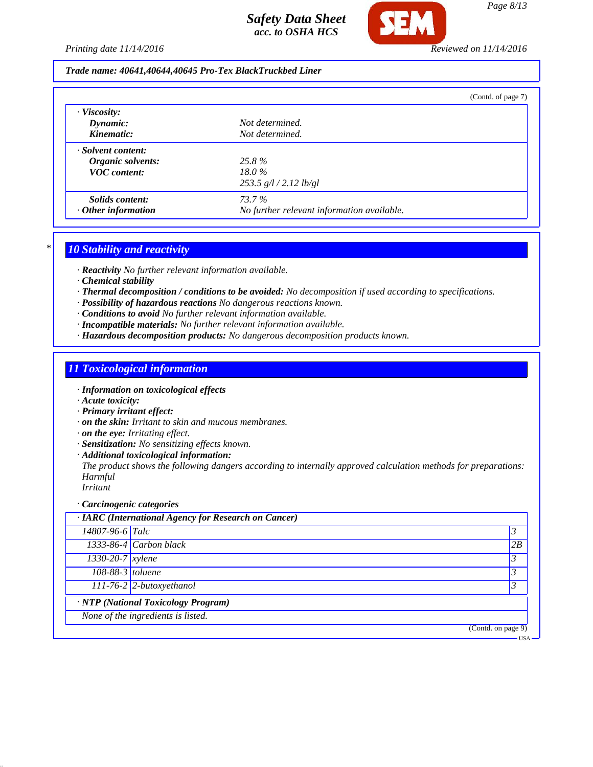**Trade name: 40641,40644,40645 Pro-Tex BlackTruckbed Liner**

(Contd. of page 7)

| | |
|---|---|
| · **Viscosity:** | |
| **Dynamic:** | Not determined. |
| **Kinematic:** | Not determined. |
| · **Solvent content:** | |
| **Organic solvents:** | 25.8 % |
| **VOC content:** | 18.0 % |
| | 253.5 g/l / 2.12 lb/gl |
| **Solids content:** | 73.7 % |
| · **Other information** | No further relevant information available. |

## 10 Stability and reactivity

· **Reactivity** No further relevant information available.
· **Chemical stability**
· **Thermal decomposition / conditions to be avoided:** No decomposition if used according to specifications.
· **Possibility of hazardous reactions** No dangerous reactions known.
· **Conditions to avoid** No further relevant information available.
· **Incompatible materials:** No further relevant information available.
· **Hazardous decomposition products:** No dangerous decomposition products known.

## 11 Toxicological information

· **Information on toxicological effects**
· **Acute toxicity:**
· **Primary irritant effect:**
· **on the skin:** Irritant to skin and mucous membranes.
· **on the eye:** Irritating effect.
· **Sensitization:** No sensitizing effects known.
· **Additional toxicological information:**
The product shows the following dangers according to internally approved calculation methods for preparations:
Harmful
Irritant

· **Carcinogenic categories**

| · **IARC (International Agency for Research on Cancer)** | | |
|---|---|---|
| 14807-96-6 | Talc | 3 |
| 1333-86-4 | Carbon black | 2B |
| 1330-20-7 | xylene | 3 |
| 108-88-3 | toluene | 3 |
| 111-76-2 | 2-butoxyethanol | 3 |

· **NTP (National Toxicology Program)**

None of the ingredients is listed.

(Contd. on page 9)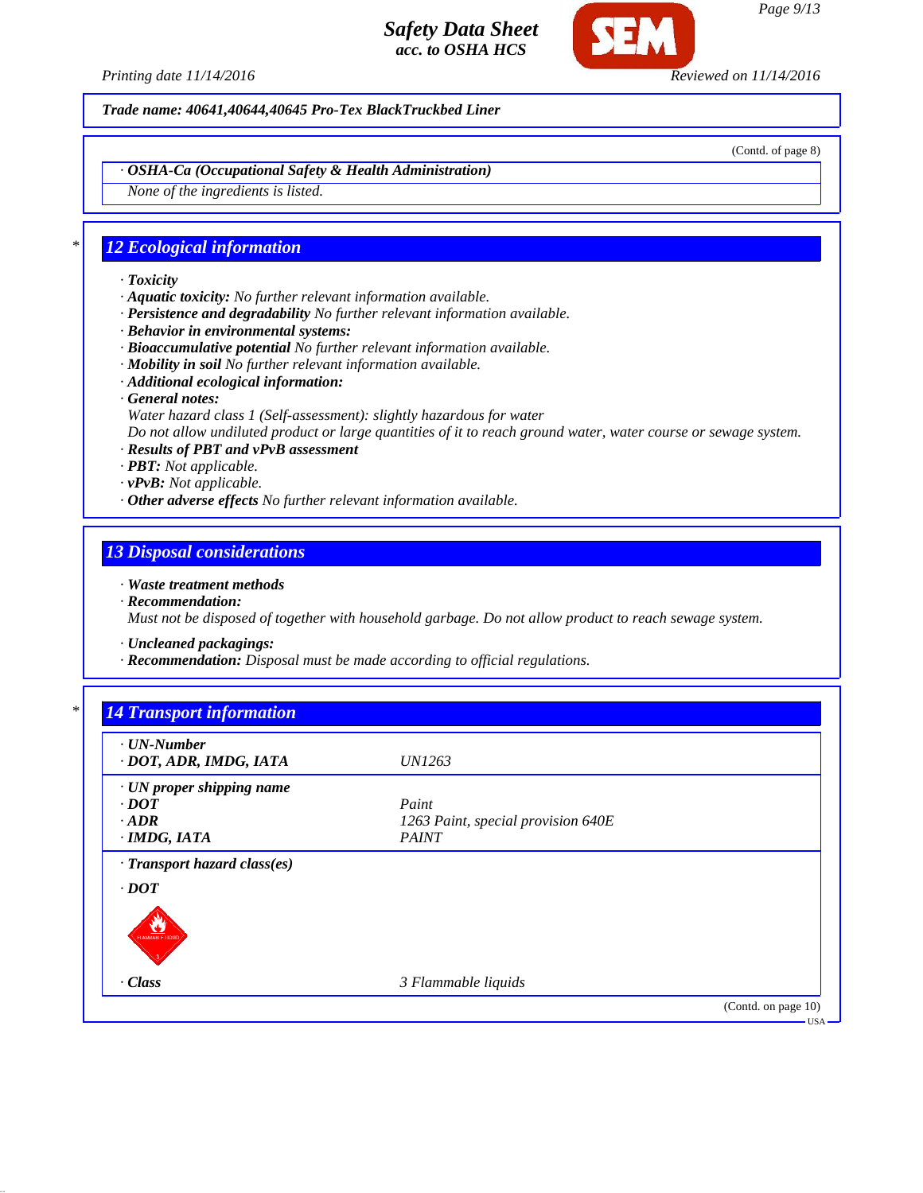Trade name: 40641,40644,40645 Pro-Tex BlackTruckbed Liner

(Contd. of page 8)

· **OSHA-Ca (Occupational Safety & Health Administration)**

None of the ingredients is listed.

## 12 Ecological information

· **Toxicity**
· **Aquatic toxicity:** No further relevant information available.
· **Persistence and degradability** No further relevant information available.
· **Behavior in environmental systems:**
· **Bioaccumulative potential** No further relevant information available.
· **Mobility in soil** No further relevant information available.
· **Additional ecological information:**
· **General notes:**
Water hazard class 1 (Self-assessment): slightly hazardous for water
Do not allow undiluted product or large quantities of it to reach ground water, water course or sewage system.
· **Results of PBT and vPvB assessment**
· **PBT:** Not applicable.
· **vPvB:** Not applicable.
· **Other adverse effects** No further relevant information available.

## 13 Disposal considerations

· **Waste treatment methods**
· **Recommendation:**
Must not be disposed of together with household garbage. Do not allow product to reach sewage system.

· **Uncleaned packagings:**
· **Recommendation:** Disposal must be made according to official regulations.

## 14 Transport information

| · **UN-Number** | |
|---|---|
| · **DOT, ADR, IMDG, IATA** | UN1263 |
| · **UN proper shipping name** | |
| · **DOT** | Paint |
| · **ADR** | 1263 Paint, special provision 640E |
| · **IMDG, IATA** | PAINT |
| · **Transport hazard class(es)** | |
| · **DOT** | |
| · **Class** | 3 Flammable liquids |

(Contd. on page 10)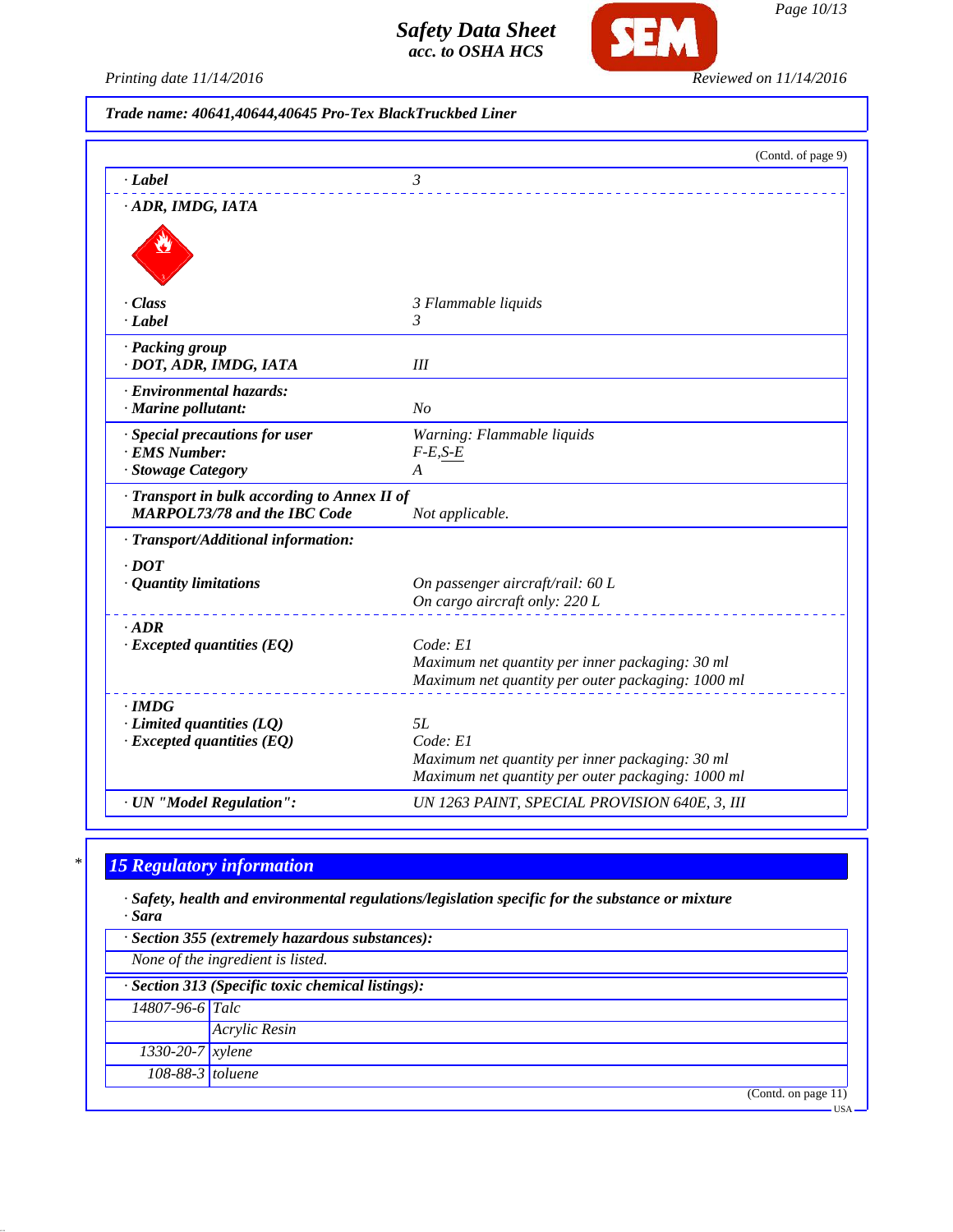**Trade name: 40641,40644,40645 Pro-Tex BlackTruckbed Liner**

(Contd. of page 9)

| | |
|---|---|
| · **Label** | 3 |
| · **ADR, IMDG, IATA** | |
| · **Class** | 3 Flammable liquids |
| · **Label** | 3 |
| · **Packing group** | |
| · **DOT, ADR, IMDG, IATA** | III |
| · **Environmental hazards:** | |
| · **Marine pollutant:** | No |
| · **Special precautions for user** | Warning: Flammable liquids |
| · **EMS Number:** | F-E,S-E |
| · **Stowage Category** | A |
| · **Transport in bulk according to Annex II of MARPOL73/78 and the IBC Code** | Not applicable. |
| · **Transport/Additional information:** | |
| · **DOT** | |
| · **Quantity limitations** | On passenger aircraft/rail: 60 L<br>On cargo aircraft only: 220 L |
| · **ADR** | |
| · **Excepted quantities (EQ)** | Code: E1<br>Maximum net quantity per inner packaging: 30 ml<br>Maximum net quantity per outer packaging: 1000 ml |
| · **IMDG** | |
| · **Limited quantities (LQ)** | 5L |
| · **Excepted quantities (EQ)** | Code: E1<br>Maximum net quantity per inner packaging: 30 ml<br>Maximum net quantity per outer packaging: 1000 ml |
| · **UN "Model Regulation":** | UN 1263 PAINT, SPECIAL PROVISION 640E, 3, III |

\* 

## 15 Regulatory information

· **Safety, health and environmental regulations/legislation specific for the substance or mixture**
· **Sara**

· **Section 355 (extremely hazardous substances):**

None of the ingredient is listed.

· **Section 313 (Specific toxic chemical listings):**

| | |
|---|---|
| 14807-96-6 | Talc |
| | Acrylic Resin |
| 1330-20-7 | xylene |
| 108-88-3 | toluene |

(Contd. on page 11)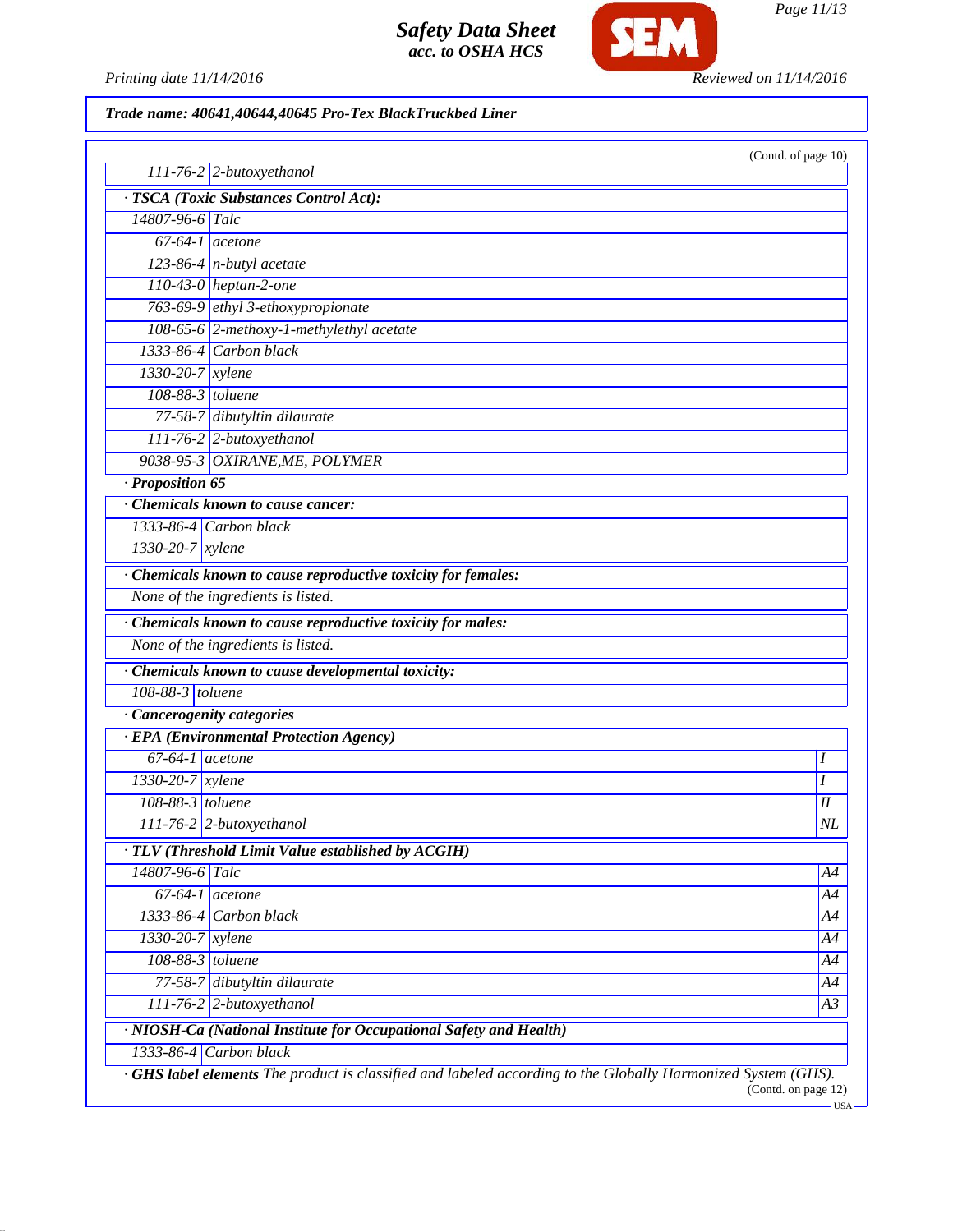Trade name: 40641,40644,40645 Pro-Tex BlackTruckbed Liner

(Contd. of page 10)

| | |
|---|---|
| 111-76-2 | 2-butoxyethanol |

· **TSCA (Toxic Substances Control Act):**

| | |
|---|---|
| 14807-96-6 | Talc |
| 67-64-1 | acetone |
| 123-86-4 | n-butyl acetate |
| 110-43-0 | heptan-2-one |
| 763-69-9 | ethyl 3-ethoxypropionate |
| 108-65-6 | 2-methoxy-1-methylethyl acetate |
| 1333-86-4 | Carbon black |
| 1330-20-7 | xylene |
| 108-88-3 | toluene |
| 77-58-7 | dibutyltin dilaurate |
| 111-76-2 | 2-butoxyethanol |
| 9038-95-3 | OXIRANE,ME, POLYMER |

· **Proposition 65**

· **Chemicals known to cause cancer:**

| | |
|---|---|
| 1333-86-4 | Carbon black |
| 1330-20-7 | xylene |

· **Chemicals known to cause reproductive toxicity for females:**

None of the ingredients is listed.

· **Chemicals known to cause reproductive toxicity for males:**

None of the ingredients is listed.

· **Chemicals known to cause developmental toxicity:**

| | |
|---|---|
| 108-88-3 | toluene |

· **Cancerogenity categories**

· **EPA (Environmental Protection Agency)**

| | | |
|---|---|---|
| 67-64-1 | acetone | I |
| 1330-20-7 | xylene | I |
| 108-88-3 | toluene | II |
| 111-76-2 | 2-butoxyethanol | NL |

· **TLV (Threshold Limit Value established by ACGIH)**

| | | |
|---|---|---|
| 14807-96-6 | Talc | A4 |
| 67-64-1 | acetone | A4 |
| 1333-86-4 | Carbon black | A4 |
| 1330-20-7 | xylene | A4 |
| 108-88-3 | toluene | A4 |
| 77-58-7 | dibutyltin dilaurate | A4 |
| 111-76-2 | 2-butoxyethanol | A3 |

· **NIOSH-Ca (National Institute for Occupational Safety and Health)**

| | |
|---|---|
| 1333-86-4 | Carbon black |

· **GHS label elements** The product is classified and labeled according to the Globally Harmonized System (GHS).

(Contd. on page 12)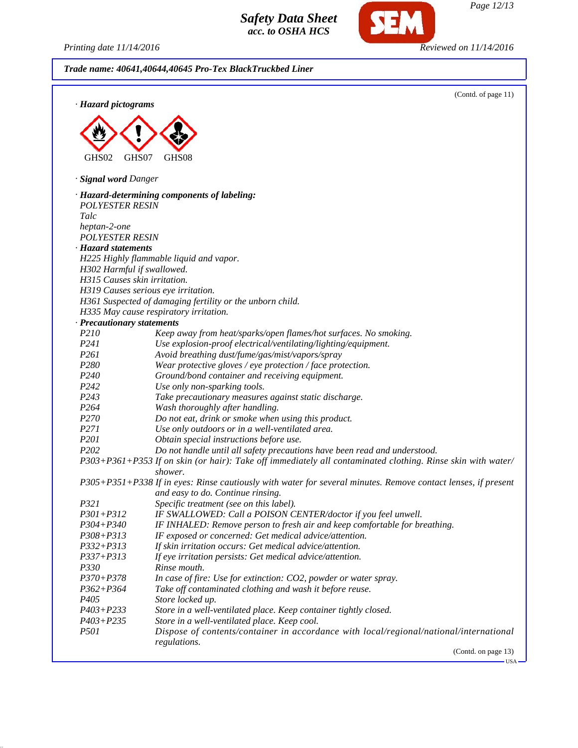**Trade name: 40641,40644,40645 Pro-Tex BlackTruckbed Liner**

(Contd. of page 11)

· **Hazard pictograms**

GHS02 GHS07 GHS08

· **Signal word** Danger

· **Hazard-determining components of labeling:**
POLYESTER RESIN
Talc
heptan-2-one
POLYESTER RESIN

· **Hazard statements**
H225 Highly flammable liquid and vapor.
H302 Harmful if swallowed.
H315 Causes skin irritation.
H319 Causes serious eye irritation.
H361 Suspected of damaging fertility or the unborn child.
H335 May cause respiratory irritation.

· **Precautionary statements**

| | |
|---|---|
| P210 | Keep away from heat/sparks/open flames/hot surfaces. No smoking. |
| P241 | Use explosion-proof electrical/ventilating/lighting/equipment. |
| P261 | Avoid breathing dust/fume/gas/mist/vapors/spray |
| P280 | Wear protective gloves / eye protection / face protection. |
| P240 | Ground/bond container and receiving equipment. |
| P242 | Use only non-sparking tools. |
| P243 | Take precautionary measures against static discharge. |
| P264 | Wash thoroughly after handling. |
| P270 | Do not eat, drink or smoke when using this product. |
| P271 | Use only outdoors or in a well-ventilated area. |
| P201 | Obtain special instructions before use. |
| P202 | Do not handle until all safety precautions have been read and understood. |
| P303+P361+P353 | If on skin (or hair): Take off immediately all contaminated clothing. Rinse skin with water/shower. |
| P305+P351+P338 | If in eyes: Rinse cautiously with water for several minutes. Remove contact lenses, if present and easy to do. Continue rinsing. |
| P321 | Specific treatment (see on this label). |
| P301+P312 | IF SWALLOWED: Call a POISON CENTER/doctor if you feel unwell. |
| P304+P340 | IF INHALED: Remove person to fresh air and keep comfortable for breathing. |
| P308+P313 | IF exposed or concerned: Get medical advice/attention. |
| P332+P313 | If skin irritation occurs: Get medical advice/attention. |
| P337+P313 | If eye irritation persists: Get medical advice/attention. |
| P330 | Rinse mouth. |
| P370+P378 | In case of fire: Use for extinction: CO2, powder or water spray. |
| P362+P364 | Take off contaminated clothing and wash it before reuse. |
| P405 | Store locked up. |
| P403+P233 | Store in a well-ventilated place. Keep container tightly closed. |
| P403+P235 | Store in a well-ventilated place. Keep cool. |
| P501 | Dispose of contents/container in accordance with local/regional/national/international regulations. |

(Contd. on page 13)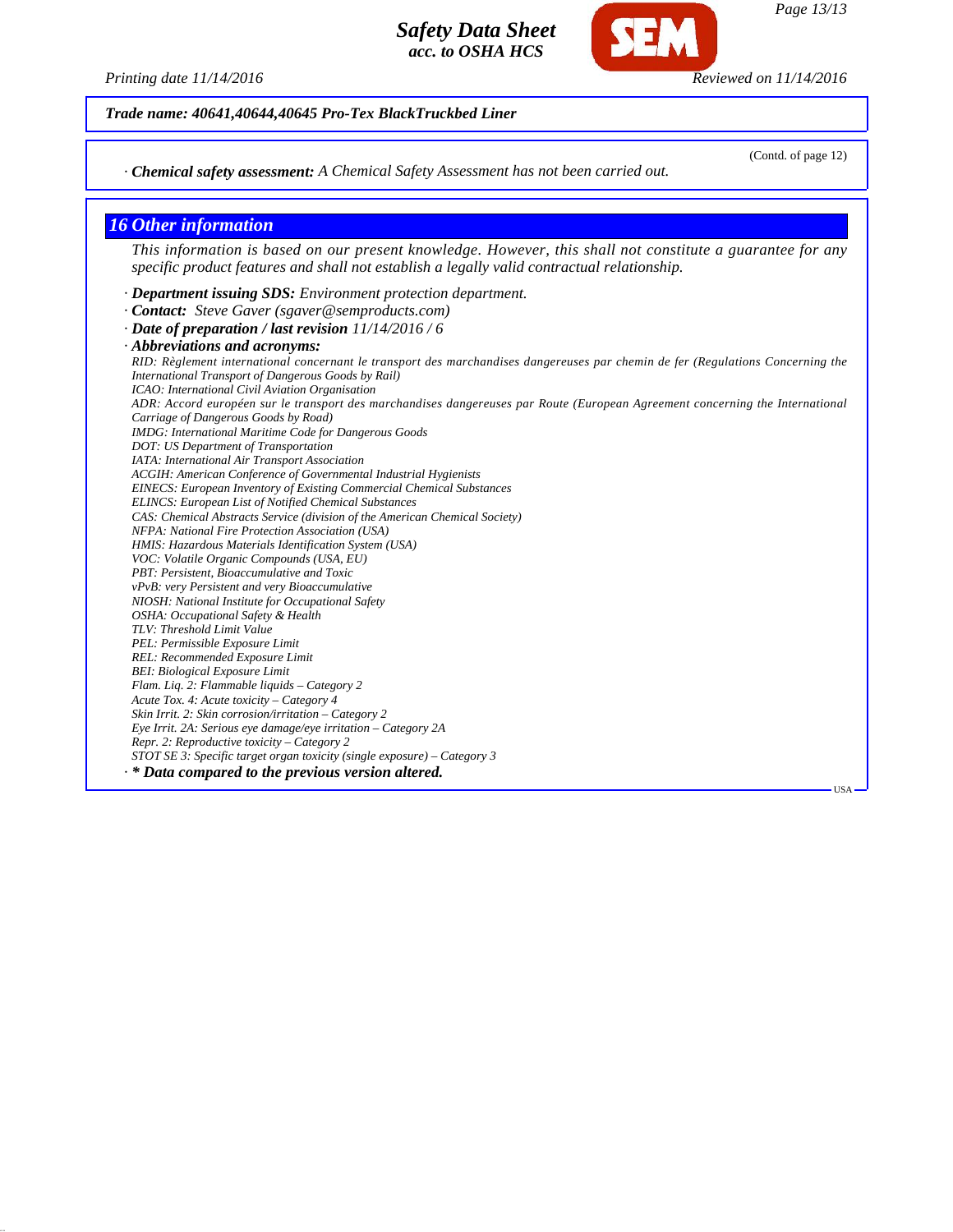**Trade name: 40641,40644,40645 Pro-Tex BlackTruckbed Liner**

(Contd. of page 12)

· **Chemical safety assessment:** A Chemical Safety Assessment has not been carried out.

## 16 Other information

This information is based on our present knowledge. However, this shall not constitute a guarantee for any specific product features and shall not establish a legally valid contractual relationship.

· **Department issuing SDS:** Environment protection department.
· **Contact:** Steve Gaver (sgaver@semproducts.com)
· **Date of preparation / last revision** 11/14/2016 / 6
· **Abbreviations and acronyms:**
RID: Règlement international concernant le transport des marchandises dangereuses par chemin de fer (Regulations Concerning the International Transport of Dangerous Goods by Rail)
ICAO: International Civil Aviation Organisation
ADR: Accord européen sur le transport des marchandises dangereuses par Route (European Agreement concerning the International Carriage of Dangerous Goods by Road)
IMDG: International Maritime Code for Dangerous Goods
DOT: US Department of Transportation
IATA: International Air Transport Association
ACGIH: American Conference of Governmental Industrial Hygienists
EINECS: European Inventory of Existing Commercial Chemical Substances
ELINCS: European List of Notified Chemical Substances
CAS: Chemical Abstracts Service (division of the American Chemical Society)
NFPA: National Fire Protection Association (USA)
HMIS: Hazardous Materials Identification System (USA)
VOC: Volatile Organic Compounds (USA, EU)
PBT: Persistent, Bioaccumulative and Toxic
vPvB: very Persistent and very Bioaccumulative
NIOSH: National Institute for Occupational Safety
OSHA: Occupational Safety & Health
TLV: Threshold Limit Value
PEL: Permissible Exposure Limit
REL: Recommended Exposure Limit
BEI: Biological Exposure Limit
Flam. Liq. 2: Flammable liquids – Category 2
Acute Tox. 4: Acute toxicity – Category 4
Skin Irrit. 2: Skin corrosion/irritation – Category 2
Eye Irrit. 2A: Serious eye damage/eye irritation – Category 2A
Repr. 2: Reproductive toxicity – Category 2
STOT SE 3: Specific target organ toxicity (single exposure) – Category 3
· *** Data compared to the previous version altered.**

USA